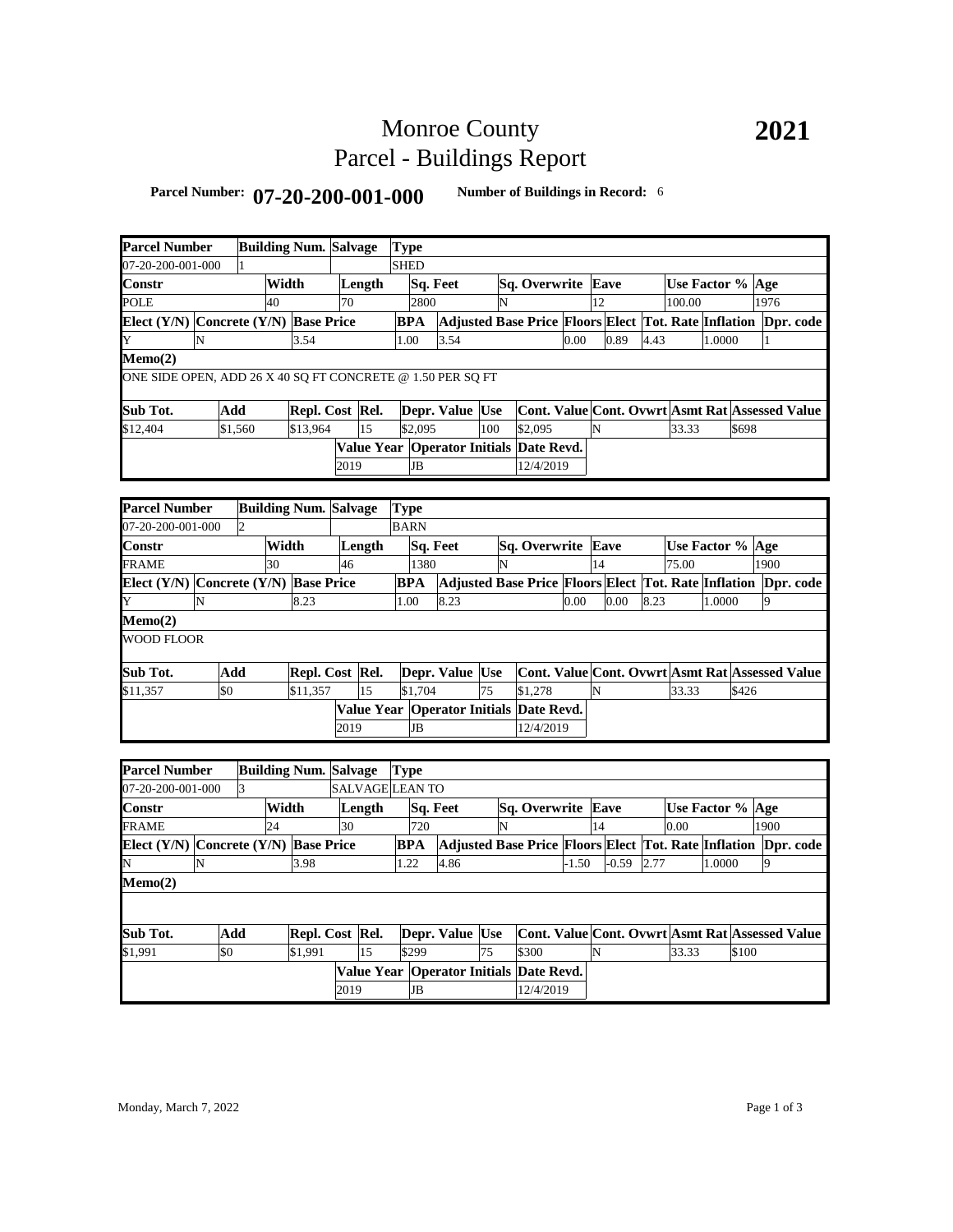# Monroe County
# Parcel - Buildings Report

**2021**

**Parcel Number:** **07-20-200-001-000** **Number of Buildings in Record:** 6

| Parcel Number | Building Num. | Salvage | Type |
|---|---|---|---|
| 07-20-200-001-000 | 1 | | SHED |

| Constr | Width | Length | Sq. Feet | Sq. Overwrite | Eave | Use Factor % | Age |
|---|---|---|---|---|---|---|---|
| POLE | 40 | 70 | 2800 | N | 12 | 100.00 | 1976 |

| Elect (Y/N) | Concrete (Y/N) | Base Price | BPA | Adjusted Base Price | Floors | Elect | Tot. Rate | Inflation | Dpr. code |
|---|---|---|---|---|---|---|---|---|---|
| Y | N | 3.54 | 1.00 | 3.54 | 0.00 | 0.89 | 4.43 | 1.0000 | 1 |

**Memo(2)**

ONE SIDE OPEN, ADD 26 X 40 SQ FT CONCRETE @ 1.50 PER SQ FT

| Sub Tot. | Add | Repl. Cost | Rel. | Depr. Value | Use | Cont. Value | Cont. Ovwrt | Asmt Rat | Assessed Value |
|---|---|---|---|---|---|---|---|---|---|
| $12,404 | $1,560 | $13,964 | 15 | $2,095 | 100 | $2,095 | N | 33.33 | $698 |

| Value Year | Operator Initials | Date Revd. |
|---|---|---|
| 2019 | JB | 12/4/2019 |

| Parcel Number | Building Num. | Salvage | Type |
|---|---|---|---|
| 07-20-200-001-000 | 2 | | BARN |

| Constr | Width | Length | Sq. Feet | Sq. Overwrite | Eave | Use Factor % | Age |
|---|---|---|---|---|---|---|---|
| FRAME | 30 | 46 | 1380 | N | 14 | 75.00 | 1900 |

| Elect (Y/N) | Concrete (Y/N) | Base Price | BPA | Adjusted Base Price | Floors | Elect | Tot. Rate | Inflation | Dpr. code |
|---|---|---|---|---|---|---|---|---|---|
| Y | N | 8.23 | 1.00 | 8.23 | 0.00 | 0.00 | 8.23 | 1.0000 | 9 |

**Memo(2)**

WOOD FLOOR

| Sub Tot. | Add | Repl. Cost | Rel. | Depr. Value | Use | Cont. Value | Cont. Ovwrt | Asmt Rat | Assessed Value |
|---|---|---|---|---|---|---|---|---|---|
| $11,357 | $0 | $11,357 | 15 | $1,704 | 75 | $1,278 | N | 33.33 | $426 |

| Value Year | Operator Initials | Date Revd. |
|---|---|---|
| 2019 | JB | 12/4/2019 |

| Parcel Number | Building Num. | Salvage | Type |
|---|---|---|---|
| 07-20-200-001-000 | 3 | SALVAGE | LEAN TO |

| Constr | Width | Length | Sq. Feet | Sq. Overwrite | Eave | Use Factor % | Age |
|---|---|---|---|---|---|---|---|
| FRAME | 24 | 30 | 720 | N | 14 | 0.00 | 1900 |

| Elect (Y/N) | Concrete (Y/N) | Base Price | BPA | Adjusted Base Price | Floors | Elect | Tot. Rate | Inflation | Dpr. code |
|---|---|---|---|---|---|---|---|---|---|
| N | N | 3.98 | 1.22 | 4.86 | -1.50 | -0.59 | 2.77 | 1.0000 | 9 |

**Memo(2)**

| Sub Tot. | Add | Repl. Cost | Rel. | Depr. Value | Use | Cont. Value | Cont. Ovwrt | Asmt Rat | Assessed Value |
|---|---|---|---|---|---|---|---|---|---|
| $1,991 | $0 | $1,991 | 15 | $299 | 75 | $300 | N | 33.33 | $100 |

| Value Year | Operator Initials | Date Revd. |
|---|---|---|
| 2019 | JB | 12/4/2019 |

Monday, March 7, 2022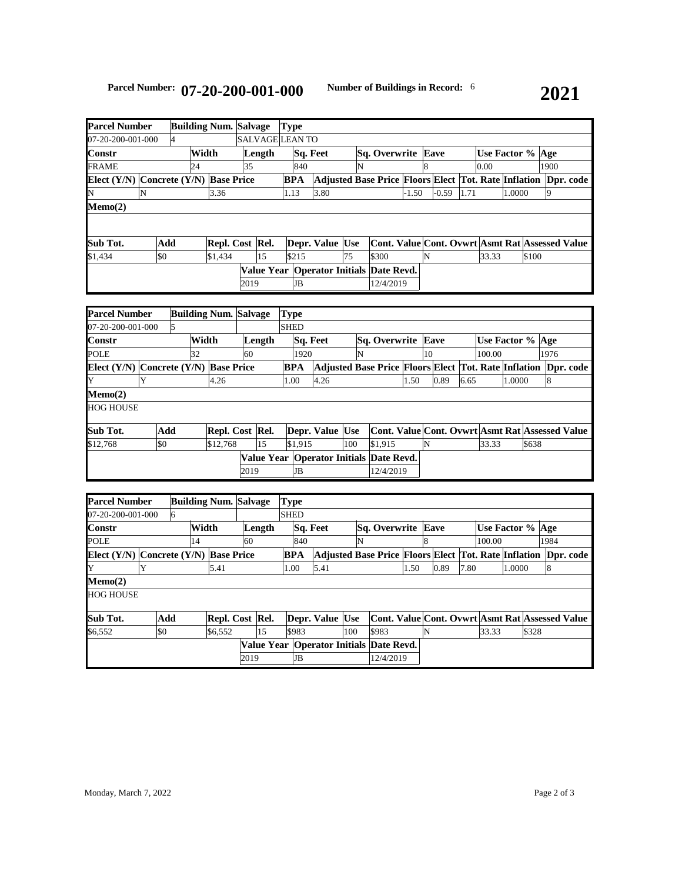**Parcel Number:** **07-20-200-001-000** **Number of Buildings in Record:** 6 **2021**

| Parcel Number | Building Num. | Salvage | Type | | | | |
|---|---|---|---|---|---|---|---|
| 07-20-200-001-000 | 4 | SALVAGE | LEAN TO | | | | |
| **Constr** | **Width** | **Length** | **Sq. Feet** | **Sq. Overwrite** | **Eave** | **Use Factor %** | **Age** |
| FRAME | 24 | 35 | 840 | N | 8 | 0.00 | 1900 |

| Elect (Y/N) | Concrete (Y/N) | Base Price | BPA | Adjusted Base Price | Floors | Elect | Tot. Rate | Inflation | Dpr. code |
|---|---|---|---|---|---|---|---|---|---|
| N | N | 3.36 | 1.13 | 3.80 | -1.50 | -0.59 | 1.71 | 1.0000 | 9 |

**Memo(2)**

| Sub Tot. | Add | Repl. Cost | Rel. | Depr. Value | Use | Cont. Value | Cont. Ovwrt | Asmt Rat | Assessed Value |
|---|---|---|---|---|---|---|---|---|---|
| $1,434 | $0 | $1,434 | 15 | $215 | 75 | $300 | N | 33.33 | $100 |

| Value Year | Operator Initials | Date Revd. |
|---|---|---|
| 2019 | JB | 12/4/2019 |

| Parcel Number | Building Num. | Salvage | Type | | | | |
|---|---|---|---|---|---|---|---|
| 07-20-200-001-000 | 5 | | SHED | | | | |
| **Constr** | **Width** | **Length** | **Sq. Feet** | **Sq. Overwrite** | **Eave** | **Use Factor %** | **Age** |
| POLE | 32 | 60 | 1920 | N | 10 | 100.00 | 1976 |

| Elect (Y/N) | Concrete (Y/N) | Base Price | BPA | Adjusted Base Price | Floors | Elect | Tot. Rate | Inflation | Dpr. code |
|---|---|---|---|---|---|---|---|---|---|
| Y | Y | 4.26 | 1.00 | 4.26 | 1.50 | 0.89 | 6.65 | 1.0000 | 8 |

**Memo(2)**

HOG HOUSE

| Sub Tot. | Add | Repl. Cost | Rel. | Depr. Value | Use | Cont. Value | Cont. Ovwrt | Asmt Rat | Assessed Value |
|---|---|---|---|---|---|---|---|---|---|
| $12,768 | $0 | $12,768 | 15 | $1,915 | 100 | $1,915 | N | 33.33 | $638 |

| Value Year | Operator Initials | Date Revd. |
|---|---|---|
| 2019 | JB | 12/4/2019 |

| Parcel Number | Building Num. | Salvage | Type | | | | |
|---|---|---|---|---|---|---|---|
| 07-20-200-001-000 | 6 | | SHED | | | | |
| **Constr** | **Width** | **Length** | **Sq. Feet** | **Sq. Overwrite** | **Eave** | **Use Factor %** | **Age** |
| POLE | 14 | 60 | 840 | N | 8 | 100.00 | 1984 |

| Elect (Y/N) | Concrete (Y/N) | Base Price | BPA | Adjusted Base Price | Floors | Elect | Tot. Rate | Inflation | Dpr. code |
|---|---|---|---|---|---|---|---|---|---|
| Y | Y | 5.41 | 1.00 | 5.41 | 1.50 | 0.89 | 7.80 | 1.0000 | 8 |

**Memo(2)**

HOG HOUSE

| Sub Tot. | Add | Repl. Cost | Rel. | Depr. Value | Use | Cont. Value | Cont. Ovwrt | Asmt Rat | Assessed Value |
|---|---|---|---|---|---|---|---|---|---|
| $6,552 | $0 | $6,552 | 15 | $983 | 100 | $983 | N | 33.33 | $328 |

| Value Year | Operator Initials | Date Revd. |
|---|---|---|
| 2019 | JB | 12/4/2019 |

Monday, March 7, 2022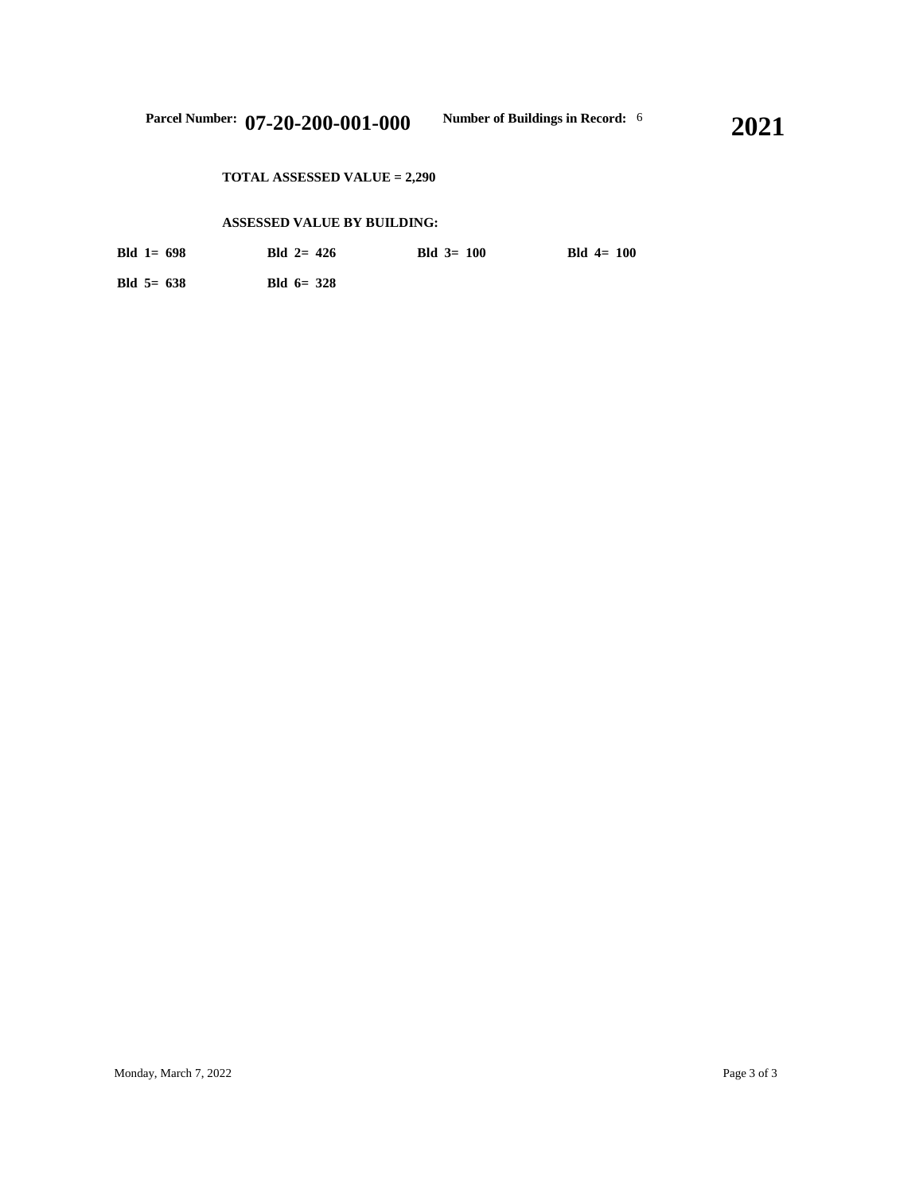**Parcel Number: 07-20-200-001-000** **Number of Buildings in Record:** 6 **2021**

**TOTAL ASSESSED VALUE = 2,290**

**ASSESSED VALUE BY BUILDING:**

| | | | |
|---|---|---|---|
| **Bld 1= 698** | **Bld 2= 426** | **Bld 3= 100** | **Bld 4= 100** |
| **Bld 5= 638** | **Bld 6= 328** | | |

Monday, March 7, 2022